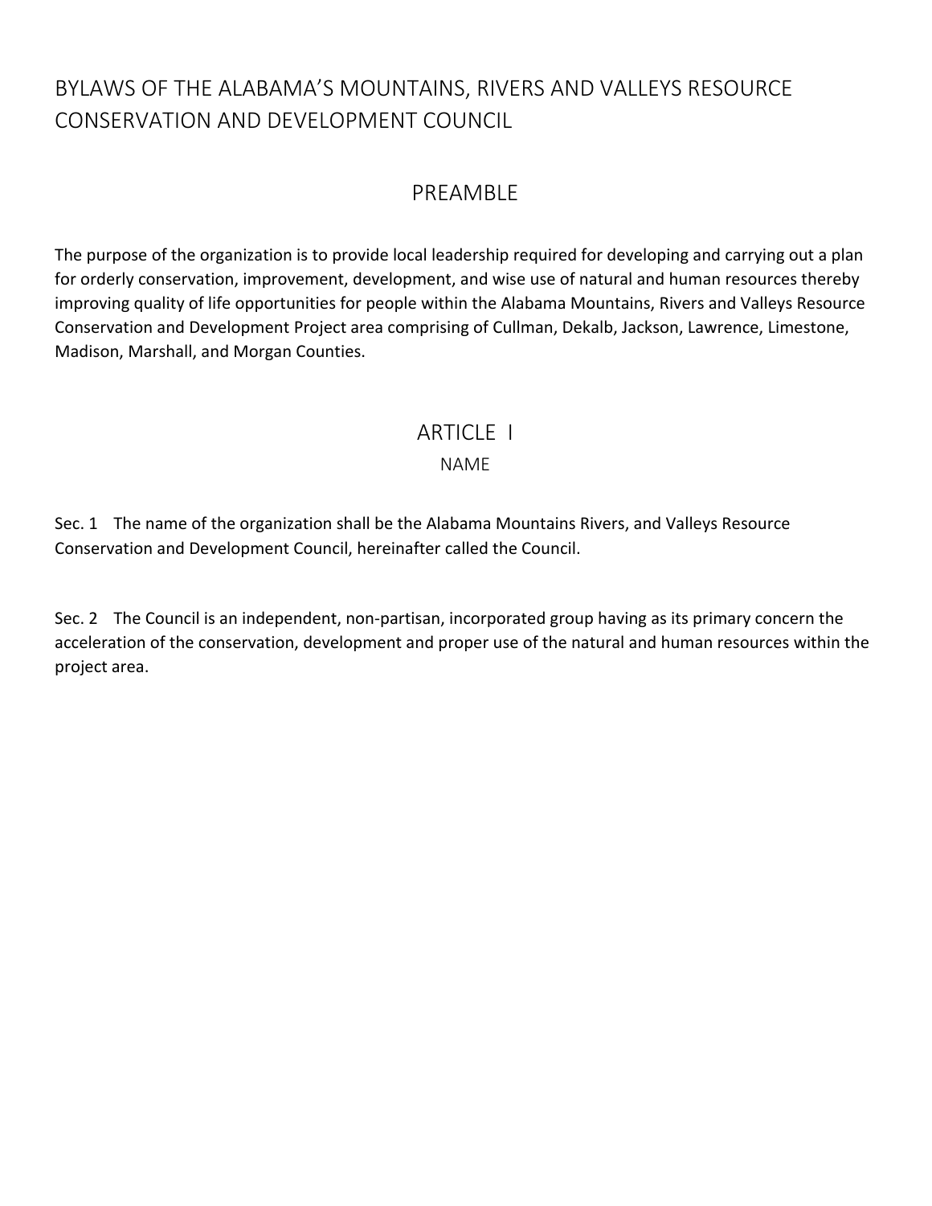# BYLAWS OF THE ALABAMA'S MOUNTAINS, RIVERS AND VALLEYS RESOURCE CONSERVATION AND DEVELOPMENT COUNCIL

## PREAMBLE

The purpose of the organization is to provide local leadership required for developing and carrying out a plan for orderly conservation, improvement, development, and wise use of natural and human resources thereby improving quality of life opportunities for people within the Alabama Mountains, Rivers and Valleys Resource Conservation and Development Project area comprising of Cullman, Dekalb, Jackson, Lawrence, Limestone, Madison, Marshall, and Morgan Counties.

## ARTICLE I

### NAME

Sec. 1 The name of the organization shall be the Alabama Mountains Rivers, and Valleys Resource Conservation and Development Council, hereinafter called the Council.

Sec. 2 The Council is an independent, non-partisan, incorporated group having as its primary concern the acceleration of the conservation, development and proper use of the natural and human resources within the project area.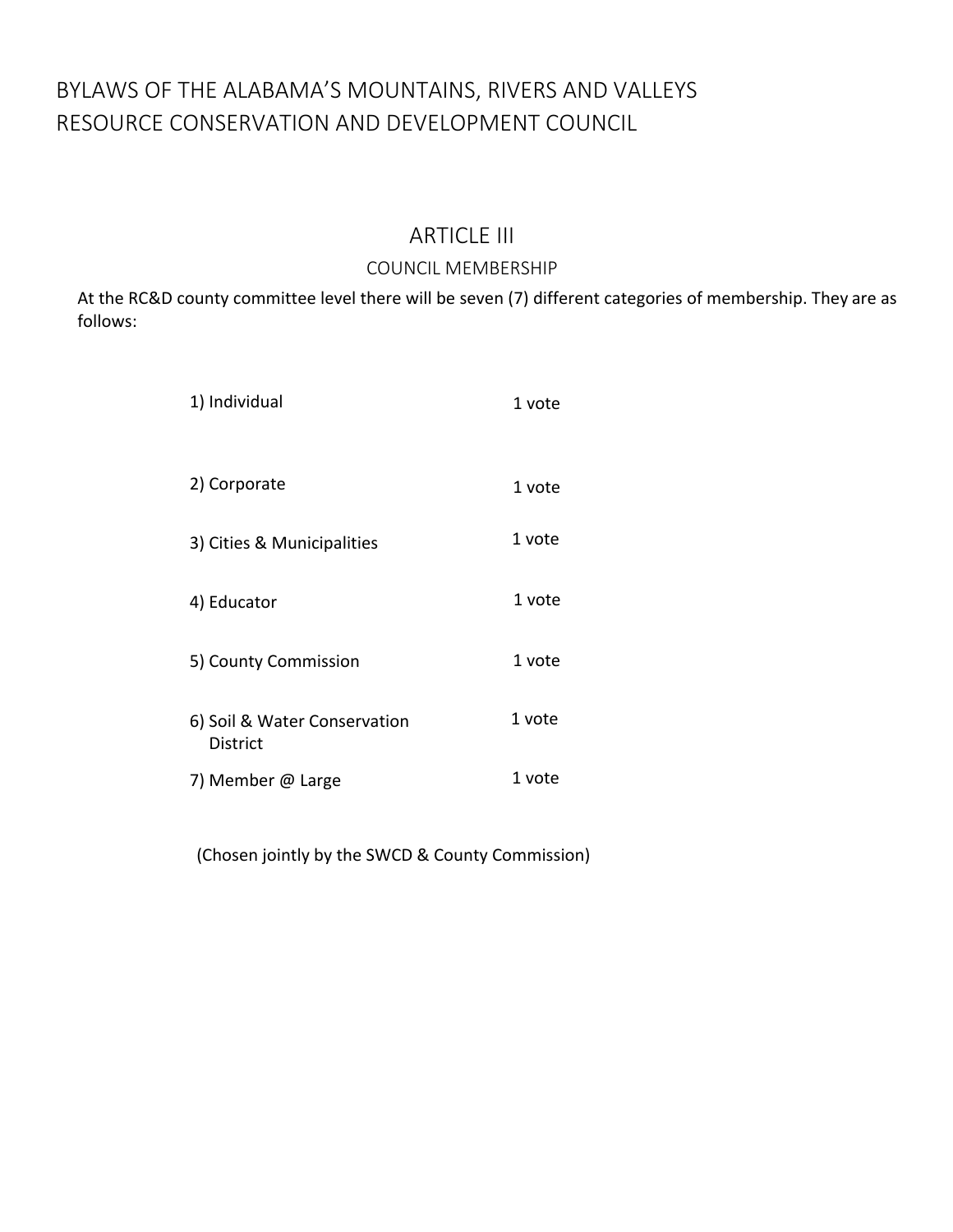# BYLAWS OF THE ALABAMA'S MOUNTAINS, RIVERS AND VALLEYS RESOURCE CONSERVATION AND DEVELOPMENT COUNCIL

## ARTICLE III

### COUNCIL MEMBERSHIP

At the RC&D county committee level there will be seven (7) different categories of membership. They are as follows:

| | |
|---|---|
| 1) Individual | 1 vote |
| 2) Corporate | 1 vote |
| 3) Cities & Municipalities | 1 vote |
| 4) Educator | 1 vote |
| 5) County Commission | 1 vote |
| 6) Soil & Water Conservation District | 1 vote |
| 7) Member @ Large | 1 vote |

(Chosen jointly by the SWCD & County Commission)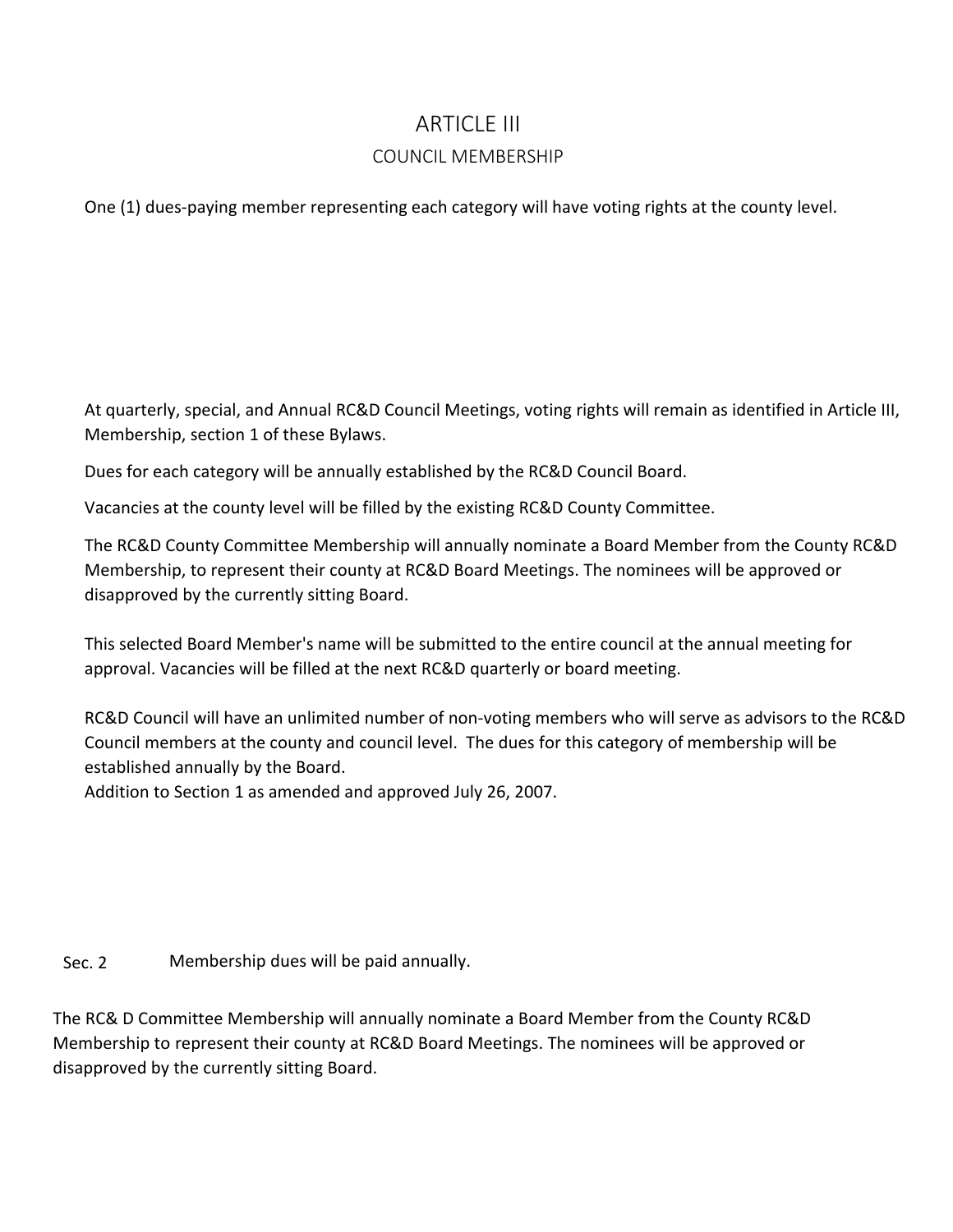# ARTICLE III

## COUNCIL MEMBERSHIP

One (1) dues-paying member representing each category will have voting rights at the county level.

At quarterly, special, and Annual RC&D Council Meetings, voting rights will remain as identified in Article III, Membership, section 1 of these Bylaws.

Dues for each category will be annually established by the RC&D Council Board.

Vacancies at the county level will be filled by the existing RC&D County Committee.

The RC&D County Committee Membership will annually nominate a Board Member from the County RC&D Membership, to represent their county at RC&D Board Meetings. The nominees will be approved or disapproved by the currently sitting Board.

This selected Board Member's name will be submitted to the entire council at the annual meeting for approval. Vacancies will be filled at the next RC&D quarterly or board meeting.

RC&D Council will have an unlimited number of non-voting members who will serve as advisors to the RC&D Council members at the county and council level. The dues for this category of membership will be established annually by the Board.
Addition to Section 1 as amended and approved July 26, 2007.

Sec. 2 Membership dues will be paid annually.

The RC& D Committee Membership will annually nominate a Board Member from the County RC&D Membership to represent their county at RC&D Board Meetings. The nominees will be approved or disapproved by the currently sitting Board.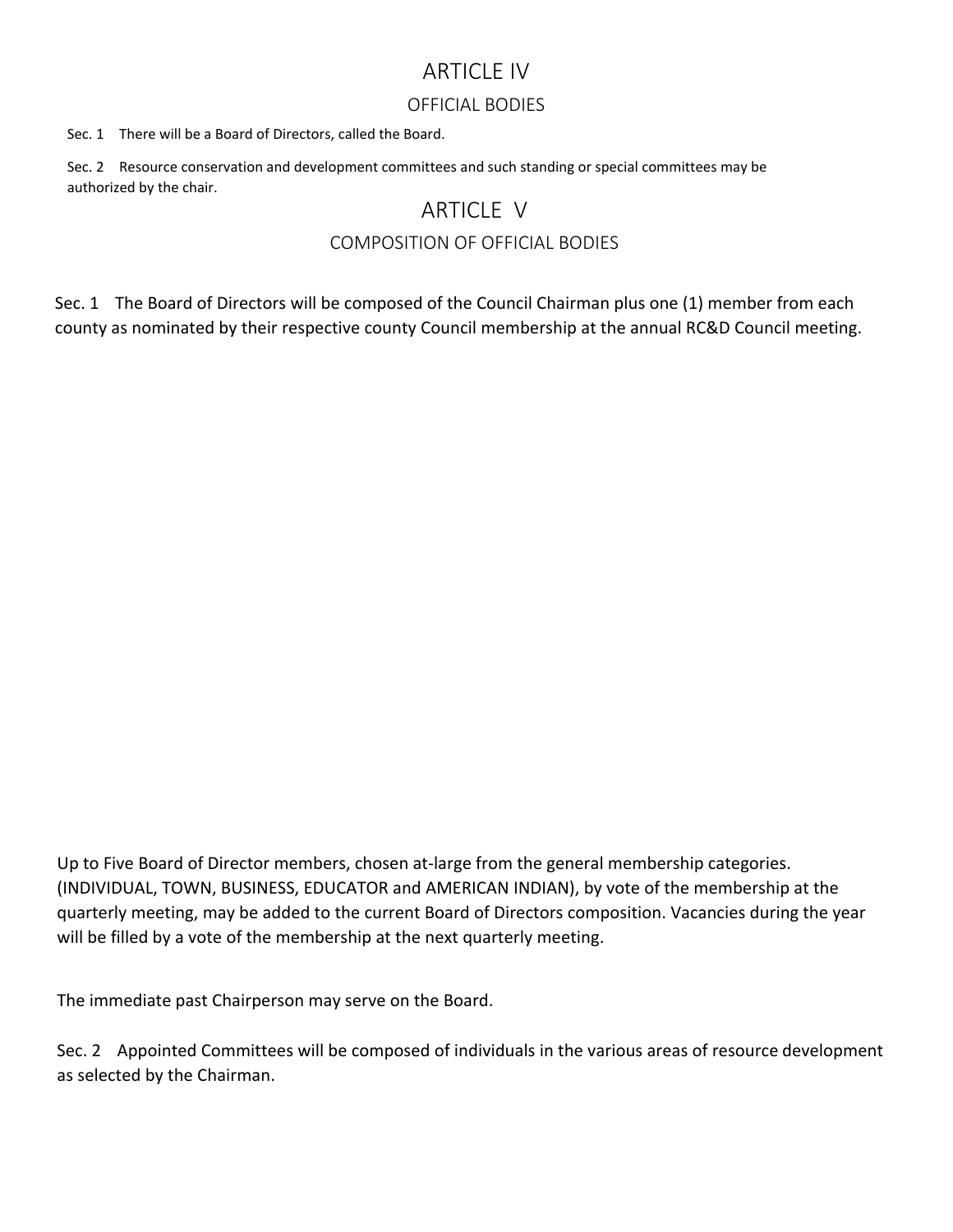# ARTICLE IV

## OFFICIAL BODIES

Sec. 1 There will be a Board of Directors, called the Board.

Sec. 2 Resource conservation and development committees and such standing or special committees may be authorized by the chair.

# ARTICLE V

## COMPOSITION OF OFFICIAL BODIES

Sec. 1 The Board of Directors will be composed of the Council Chairman plus one (1) member from each county as nominated by their respective county Council membership at the annual RC&D Council meeting.

Up to Five Board of Director members, chosen at-large from the general membership categories. (INDIVIDUAL, TOWN, BUSINESS, EDUCATOR and AMERICAN INDIAN), by vote of the membership at the quarterly meeting, may be added to the current Board of Directors composition. Vacancies during the year will be filled by a vote of the membership at the next quarterly meeting.

The immediate past Chairperson may serve on the Board.

Sec. 2 Appointed Committees will be composed of individuals in the various areas of resource development as selected by the Chairman.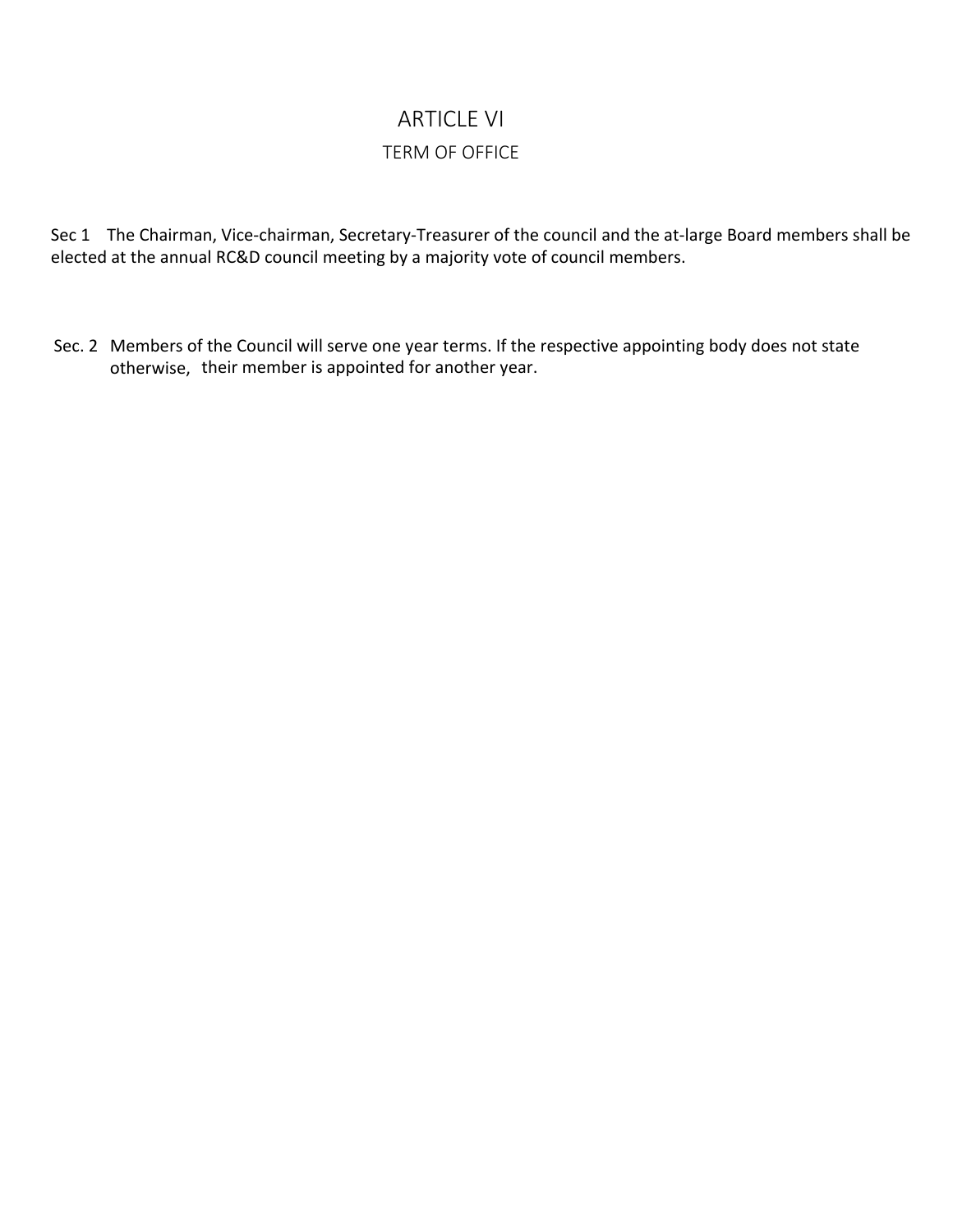# ARTICLE VI

## TERM OF OFFICE

Sec 1 The Chairman, Vice-chairman, Secretary-Treasurer of the council and the at-large Board members shall be elected at the annual RC&D council meeting by a majority vote of council members.

Sec. 2 Members of the Council will serve one year terms. If the respective appointing body does not state otherwise, their member is appointed for another year.